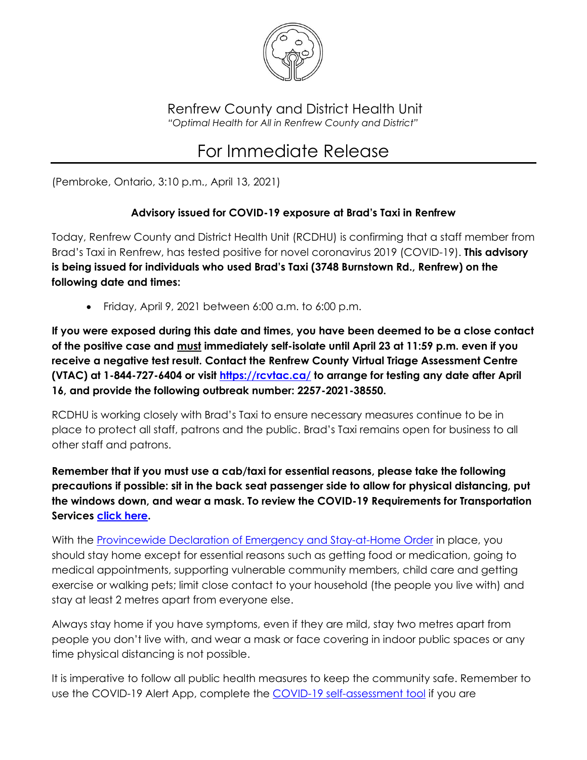# Renfrew County and District Health Unit

*"Optimal Health for All in Renfrew County and District"*

# For Immediate Release

(Pembroke, Ontario, 3:10 p.m., April 13, 2021)

## Advisory issued for COVID-19 exposure at Brad's Taxi in Renfrew

Today, Renfrew County and District Health Unit (RCDHU) is confirming that a staff member from Brad's Taxi in Renfrew, has tested positive for novel coronavirus 2019 (COVID-19). **This advisory is being issued for individuals who used Brad's Taxi (3748 Burnstown Rd., Renfrew) on the following date and times:**

- Friday, April 9, 2021 between 6:00 a.m. to 6:00 p.m.

**If you were exposed during this date and times, you have been deemed to be a close contact of the positive case and <u>must</u> immediately self-isolate until April 23 at 11:59 p.m. even if you receive a negative test result. Contact the Renfrew County Virtual Triage Assessment Centre (VTAC) at 1-844-727-6404 or visit [https://rcvtac.ca/](https://rcvtac.ca/) to arrange for testing any date after April 16, and provide the following outbreak number: 2257-2021-38550.**

RCDHU is working closely with Brad's Taxi to ensure necessary measures continue to be in place to protect all staff, patrons and the public. Brad's Taxi remains open for business to all other staff and patrons.

**Remember that if you must use a cab/taxi for essential reasons, please take the following precautions if possible: sit in the back seat passenger side to allow for physical distancing, put the windows down, and wear a mask. To review the COVID-19 Requirements for Transportation Services click here.**

With the Provincewide Declaration of Emergency and Stay-at-Home Order in place, you should stay home except for essential reasons such as getting food or medication, going to medical appointments, supporting vulnerable community members, child care and getting exercise or walking pets; limit close contact to your household (the people you live with) and stay at least 2 metres apart from everyone else.

Always stay home if you have symptoms, even if they are mild, stay two metres apart from people you don't live with, and wear a mask or face covering in indoor public spaces or any time physical distancing is not possible.

It is imperative to follow all public health measures to keep the community safe. Remember to use the COVID-19 Alert App, complete the COVID-19 self-assessment tool if you are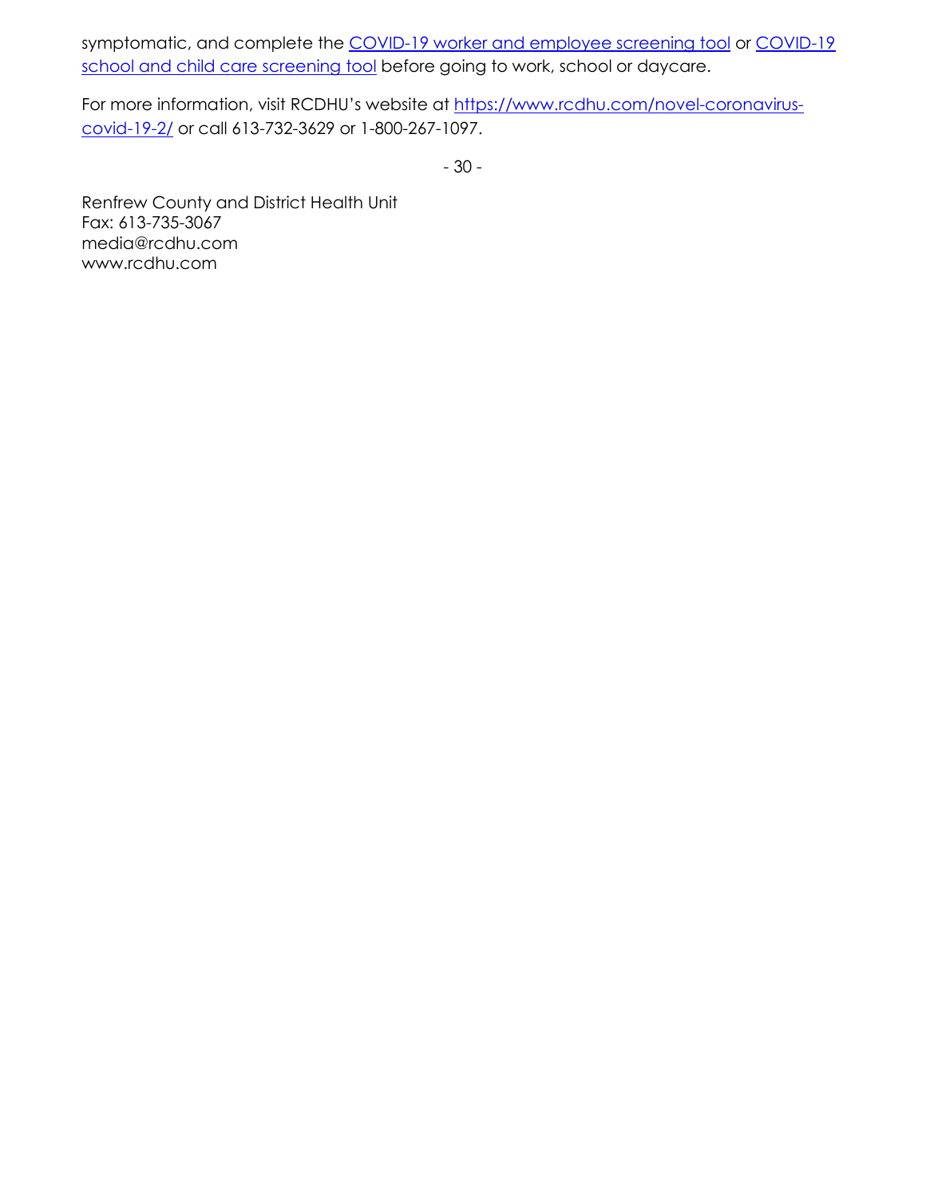symptomatic, and complete the [COVID-19 worker and employee screening tool](#) or [COVID-19 school and child care screening tool](#) before going to work, school or daycare.

For more information, visit RCDHU's website at [https://www.rcdhu.com/novel-coronavirus-covid-19-2/](https://www.rcdhu.com/novel-coronavirus-covid-19-2/) or call 613-732-3629 or 1-800-267-1097.

- 30 -

Renfrew County and District Health Unit
Fax: 613-735-3067
media@rcdhu.com
www.rcdhu.com